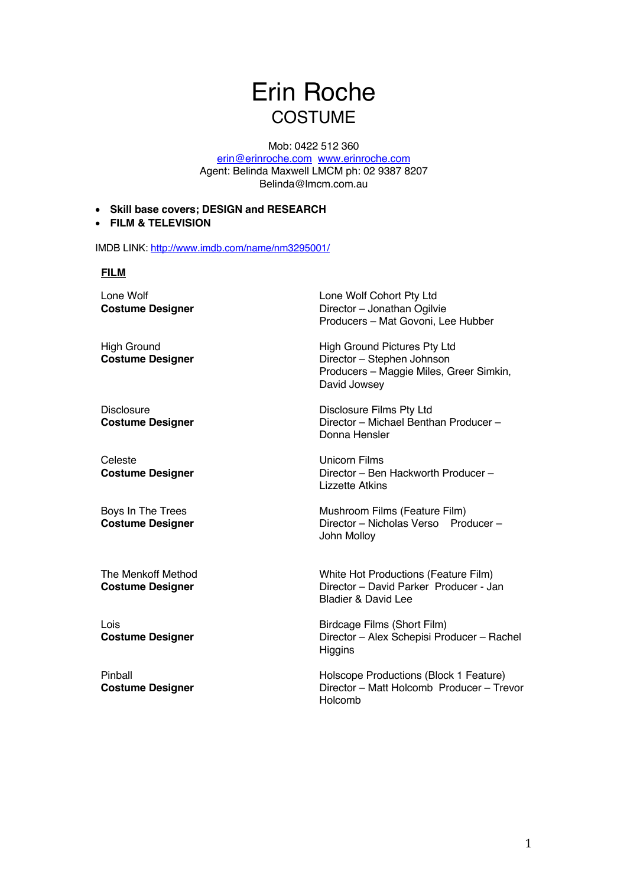# Erin Roche

## COSTUME

Mob: 0422 512 360
erin@erinroche.com www.erinroche.com
Agent: Belinda Maxwell LMCM ph: 02 9387 8207
Belinda@lmcm.com.au

- **Skill base covers; DESIGN and RESEARCH**
- **FILM & TELEVISION**

IMDB LINK: http://www.imdb.com/name/nm3295001/

## FILM

| | |
|---|---|
| Lone Wolf<br>**Costume Designer** | Lone Wolf Cohort Pty Ltd<br>Director – Jonathan Ogilvie<br>Producers – Mat Govoni, Lee Hubber |
| High Ground<br>**Costume Designer** | High Ground Pictures Pty Ltd<br>Director – Stephen Johnson<br>Producers – Maggie Miles, Greer Simkin, David Jowsey |
| Disclosure<br>**Costume Designer** | Disclosure Films Pty Ltd<br>Director – Michael Benthan Producer – Donna Hensler |
| Celeste<br>**Costume Designer** | Unicorn Films<br>Director – Ben Hackworth Producer – Lizzette Atkins |
| Boys In The Trees<br>**Costume Designer** | Mushroom Films (Feature Film)<br>Director – Nicholas Verso Producer – John Molloy |
| The Menkoff Method<br>**Costume Designer** | White Hot Productions (Feature Film)<br>Director – David Parker Producer - Jan Bladier & David Lee |
| Lois<br>**Costume Designer** | Birdcage Films (Short Film)<br>Director – Alex Schepisi Producer – Rachel Higgins |
| Pinball<br>**Costume Designer** | Holscope Productions (Block 1 Feature)<br>Director – Matt Holcomb Producer – Trevor Holcomb |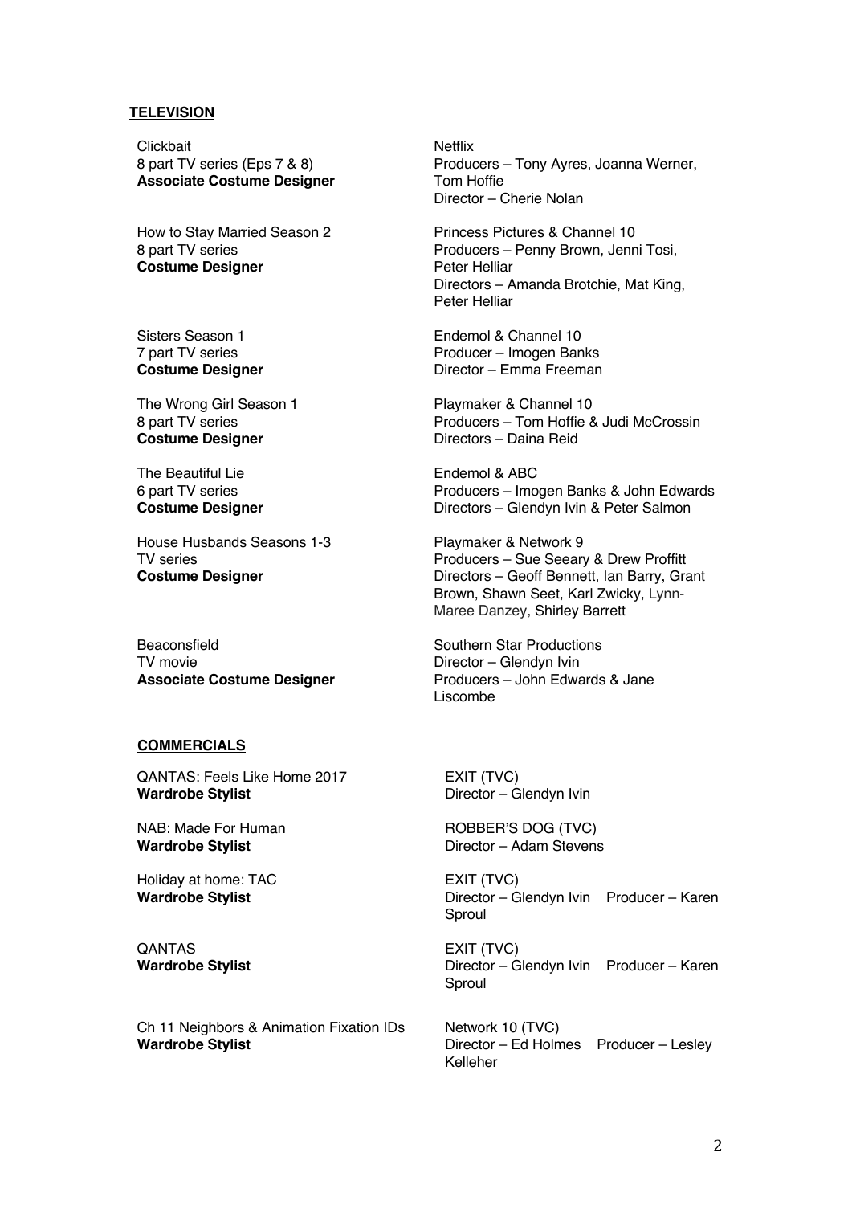## TELEVISION

Clickbait
8 part TV series (Eps 7 & 8)
**Associate Costume Designer**

Netflix
Producers – Tony Ayres, Joanna Werner, Tom Hoffie
Director – Cherie Nolan

How to Stay Married Season 2
8 part TV series
**Costume Designer**

Princess Pictures & Channel 10
Producers – Penny Brown, Jenni Tosi, Peter Helliar
Directors – Amanda Brotchie, Mat King, Peter Helliar

Sisters Season 1
7 part TV series
**Costume Designer**

Endemol & Channel 10
Producer – Imogen Banks
Director – Emma Freeman

The Wrong Girl Season 1
8 part TV series
**Costume Designer**

Playmaker & Channel 10
Producers – Tom Hoffie & Judi McCrossin
Directors – Daina Reid

The Beautiful Lie
6 part TV series
**Costume Designer**

Endemol & ABC
Producers – Imogen Banks & John Edwards
Directors – Glendyn Ivin & Peter Salmon

House Husbands Seasons 1-3
TV series
**Costume Designer**

Playmaker & Network 9
Producers – Sue Seeary & Drew Proffitt
Directors – Geoff Bennett, Ian Barry, Grant Brown, Shawn Seet, Karl Zwicky, Lynn-Maree Danzey, Shirley Barrett

Beaconsfield
TV movie
**Associate Costume Designer**

Southern Star Productions
Director – Glendyn Ivin
Producers – John Edwards & Jane Liscombe

## COMMERCIALS

QANTAS: Feels Like Home 2017
**Wardrobe Stylist**

EXIT (TVC)
Director – Glendyn Ivin

NAB: Made For Human
**Wardrobe Stylist**

ROBBER'S DOG (TVC)
Director – Adam Stevens

Holiday at home: TAC
**Wardrobe Stylist**

EXIT (TVC)
Director – Glendyn Ivin    Producer – Karen Sproul

QANTAS
**Wardrobe Stylist**

EXIT (TVC)
Director – Glendyn Ivin    Producer – Karen Sproul

Ch 11 Neighbors & Animation Fixation IDs
**Wardrobe Stylist**

Network 10 (TVC)
Director – Ed Holmes    Producer – Lesley Kelleher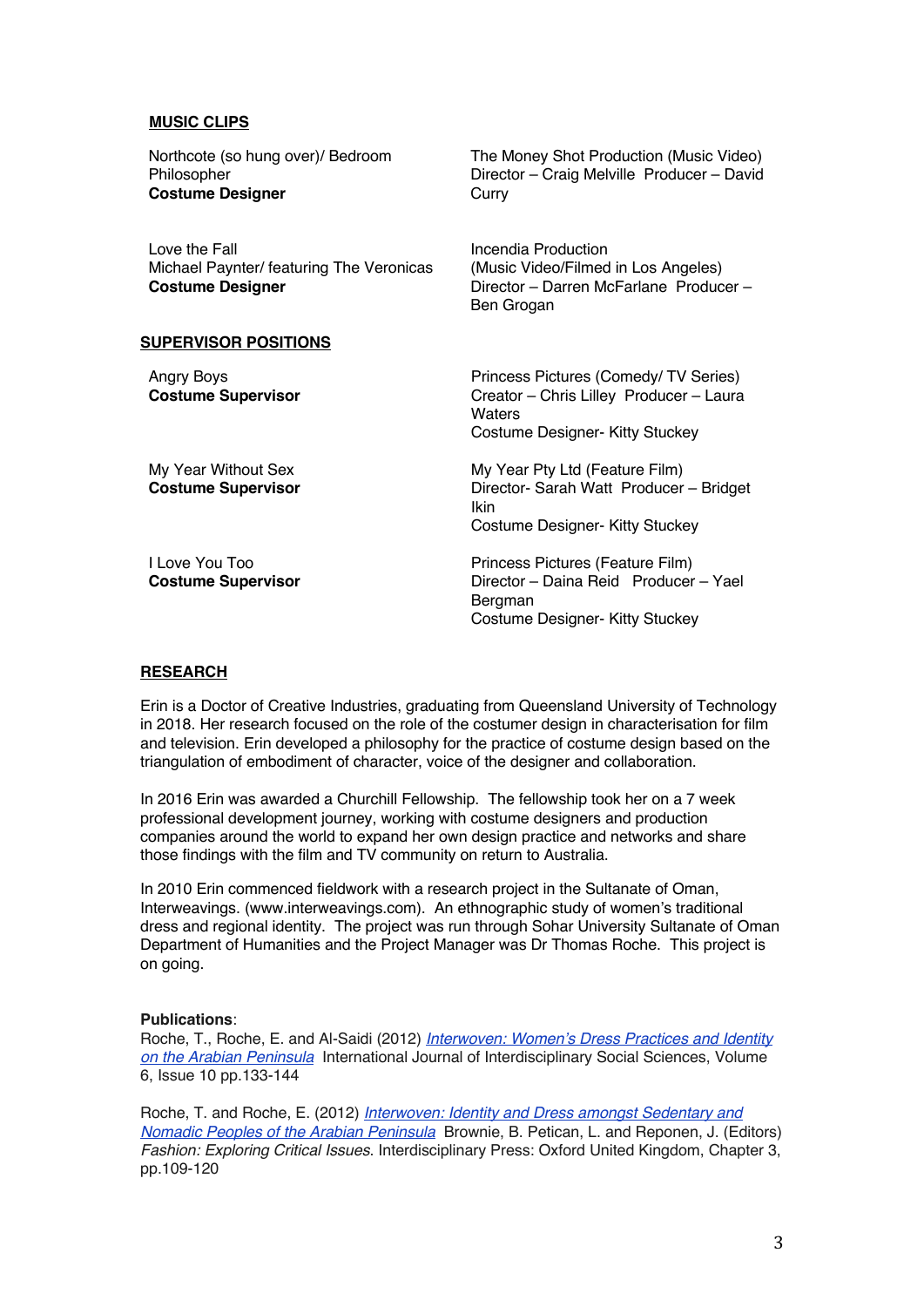## MUSIC CLIPS

| | |
|---|---|
| Northcote (so hung over)/ Bedroom Philosopher<br>**Costume Designer** | The Money Shot Production (Music Video)<br>Director – Craig Melville  Producer – David Curry |
| Love the Fall<br>Michael Paynter/ featuring The Veronicas<br>**Costume Designer** | Incendia Production<br>(Music Video/Filmed in Los Angeles)<br>Director – Darren McFarlane  Producer – Ben Grogan |

## SUPERVISOR POSITIONS

| | |
|---|---|
| Angry Boys<br>**Costume Supervisor** | Princess Pictures (Comedy/ TV Series)<br>Creator – Chris Lilley  Producer – Laura Waters<br>Costume Designer- Kitty Stuckey |
| My Year Without Sex<br>**Costume Supervisor** | My Year Pty Ltd (Feature Film)<br>Director- Sarah Watt  Producer – Bridget Ikin<br>Costume Designer- Kitty Stuckey |
| I Love You Too<br>**Costume Supervisor** | Princess Pictures (Feature Film)<br>Director – Daina Reid   Producer – Yael Bergman<br>Costume Designer- Kitty Stuckey |

## RESEARCH

Erin is a Doctor of Creative Industries, graduating from Queensland University of Technology in 2018. Her research focused on the role of the costumer design in characterisation for film and television. Erin developed a philosophy for the practice of costume design based on the triangulation of embodiment of character, voice of the designer and collaboration.

In 2016 Erin was awarded a Churchill Fellowship. The fellowship took her on a 7 week professional development journey, working with costume designers and production companies around the world to expand her own design practice and networks and share those findings with the film and TV community on return to Australia.

In 2010 Erin commenced fieldwork with a research project in the Sultanate of Oman, Interweavings. (www.interweavings.com). An ethnographic study of women's traditional dress and regional identity. The project was run through Sohar University Sultanate of Oman Department of Humanities and the Project Manager was Dr Thomas Roche. This project is on going.

**Publications**:

Roche, T., Roche, E. and Al-Saidi (2012) *Interwoven: Women's Dress Practices and Identity on the Arabian Peninsula* International Journal of Interdisciplinary Social Sciences, Volume 6, Issue 10 pp.133-144

Roche, T. and Roche, E. (2012) *Interwoven: Identity and Dress amongst Sedentary and Nomadic Peoples of the Arabian Peninsula* Brownie, B. Petican, L. and Reponen, J. (Editors) *Fashion: Exploring Critical Issues*. Interdisciplinary Press: Oxford United Kingdom, Chapter 3, pp.109-120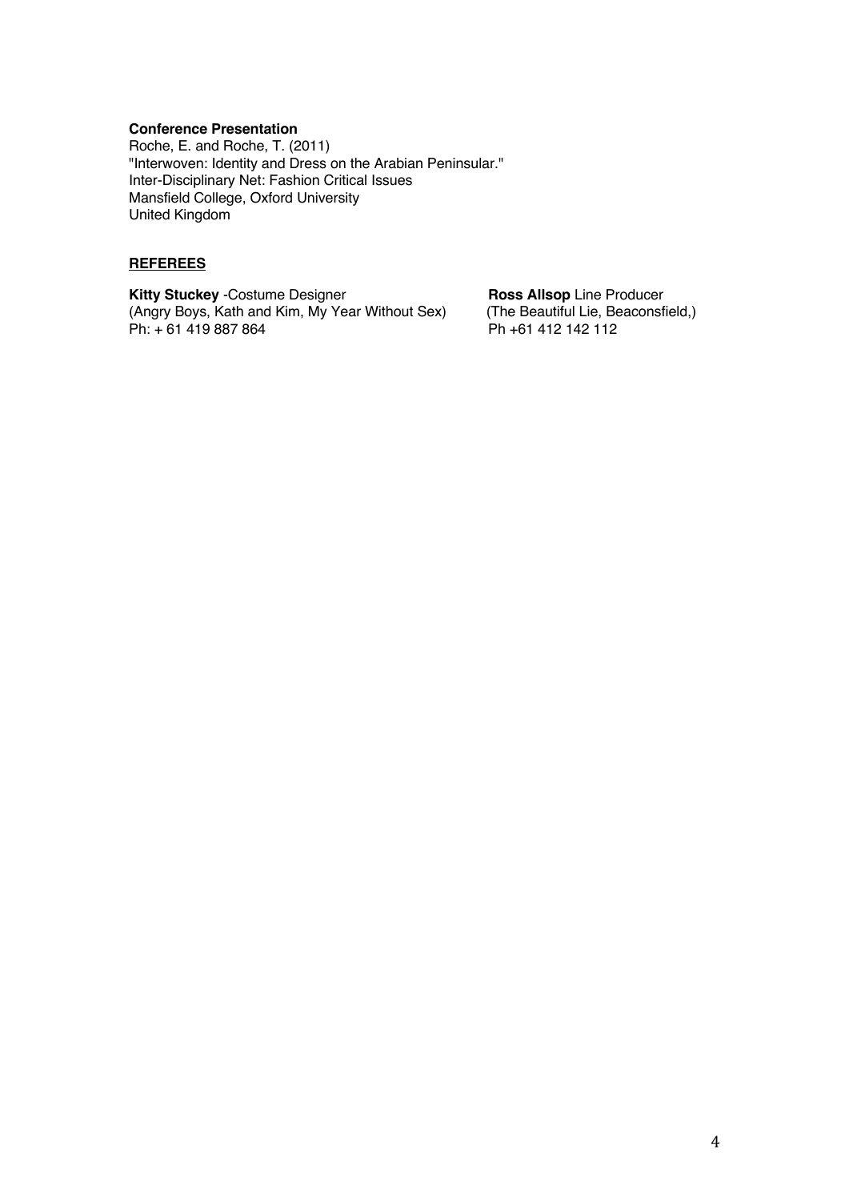**Conference Presentation**
Roche, E. and Roche, T. (2011)
"Interwoven: Identity and Dress on the Arabian Peninsular."
Inter-Disciplinary Net: Fashion Critical Issues
Mansfield College, Oxford University
United Kingdom

**REFEREES**

**Kitty Stuckey** -Costume Designer
(Angry Boys, Kath and Kim, My Year Without Sex)
Ph: + 61 419 887 864

**Ross Allsop** Line Producer
(The Beautiful Lie, Beaconsfield,)
Ph +61 412 142 112